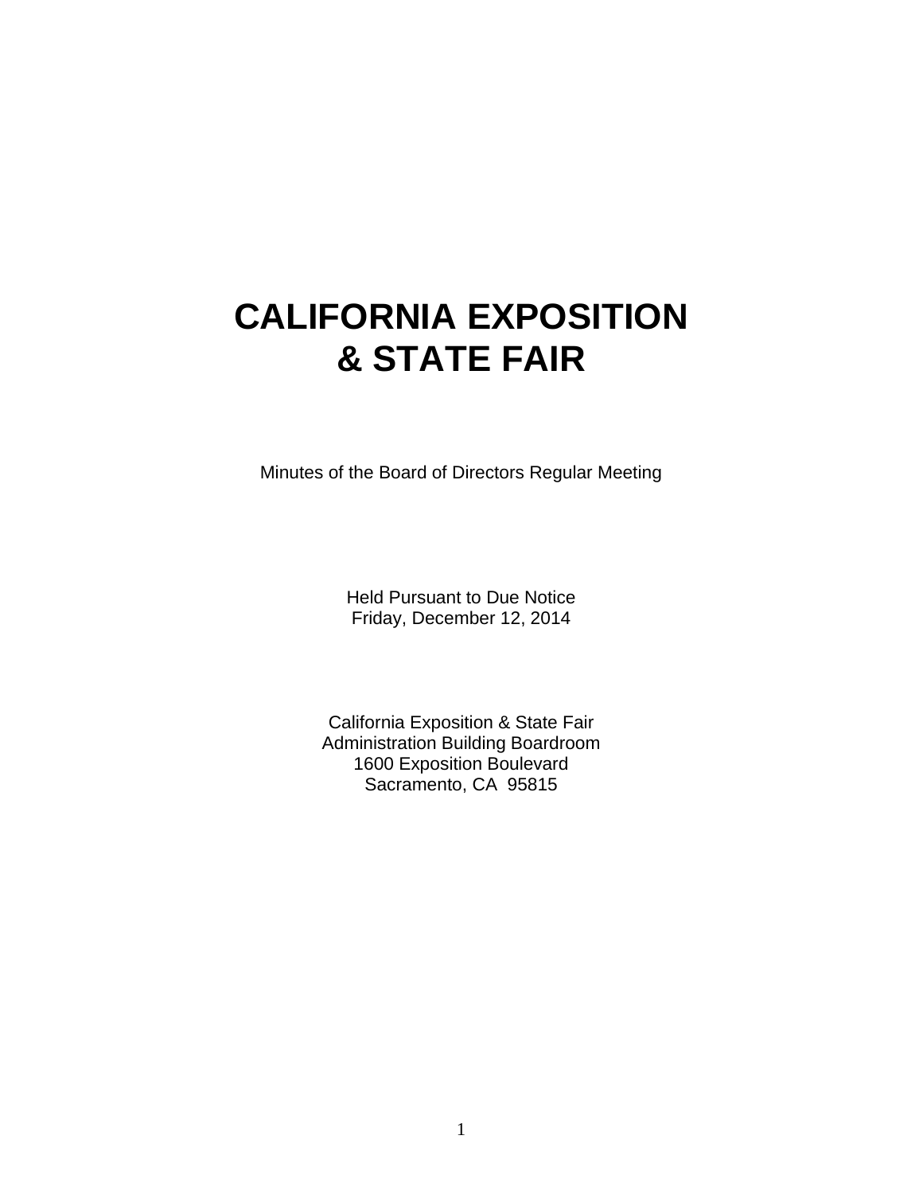# CALIFORNIA EXPOSITION & STATE FAIR

Minutes of the Board of Directors Regular Meeting

Held Pursuant to Due Notice
Friday, December 12, 2014

California Exposition & State Fair
Administration Building Boardroom
1600 Exposition Boulevard
Sacramento, CA 95815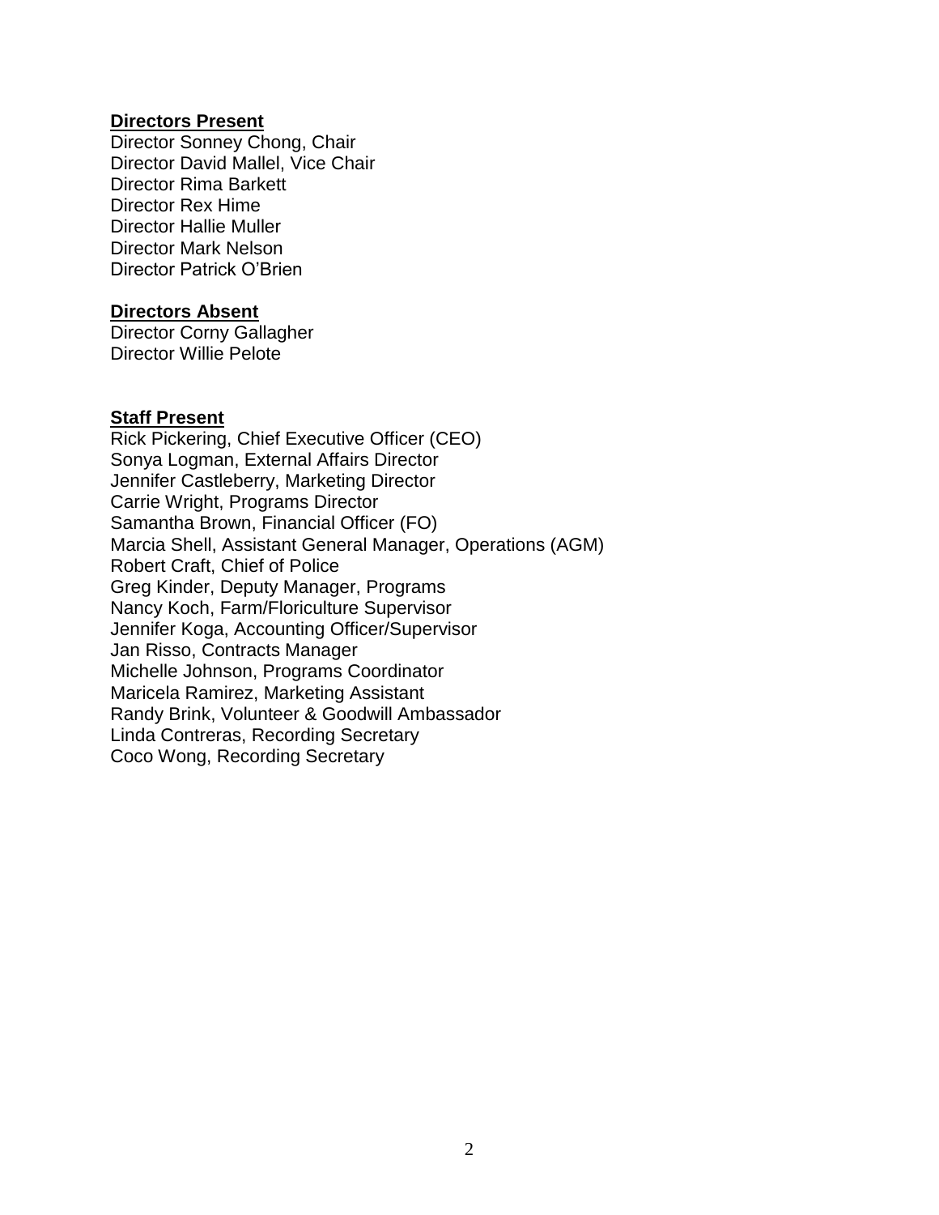**Directors Present**

Director Sonney Chong, Chair
Director David Mallel, Vice Chair
Director Rima Barkett
Director Rex Hime
Director Hallie Muller
Director Mark Nelson
Director Patrick O'Brien

**Directors Absent**

Director Corny Gallagher
Director Willie Pelote

**Staff Present**

Rick Pickering, Chief Executive Officer (CEO)
Sonya Logman, External Affairs Director
Jennifer Castleberry, Marketing Director
Carrie Wright, Programs Director
Samantha Brown, Financial Officer (FO)
Marcia Shell, Assistant General Manager, Operations (AGM)
Robert Craft, Chief of Police
Greg Kinder, Deputy Manager, Programs
Nancy Koch, Farm/Floriculture Supervisor
Jennifer Koga, Accounting Officer/Supervisor
Jan Risso, Contracts Manager
Michelle Johnson, Programs Coordinator
Maricela Ramirez, Marketing Assistant
Randy Brink, Volunteer & Goodwill Ambassador
Linda Contreras, Recording Secretary
Coco Wong, Recording Secretary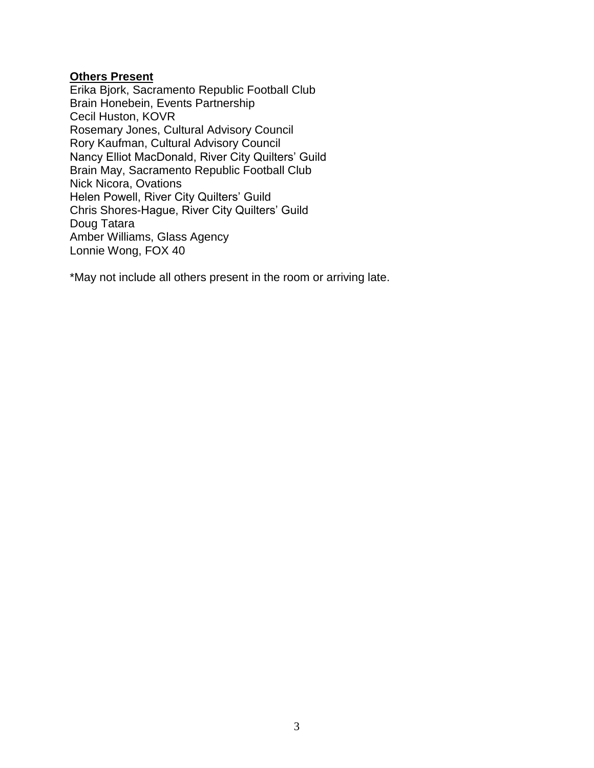**Others Present**

Erika Bjork, Sacramento Republic Football Club
Brain Honebein, Events Partnership
Cecil Huston, KOVR
Rosemary Jones, Cultural Advisory Council
Rory Kaufman, Cultural Advisory Council
Nancy Elliot MacDonald, River City Quilters' Guild
Brain May, Sacramento Republic Football Club
Nick Nicora, Ovations
Helen Powell, River City Quilters' Guild
Chris Shores-Hague, River City Quilters' Guild
Doug Tatara
Amber Williams, Glass Agency
Lonnie Wong, FOX 40

*May not include all others present in the room or arriving late.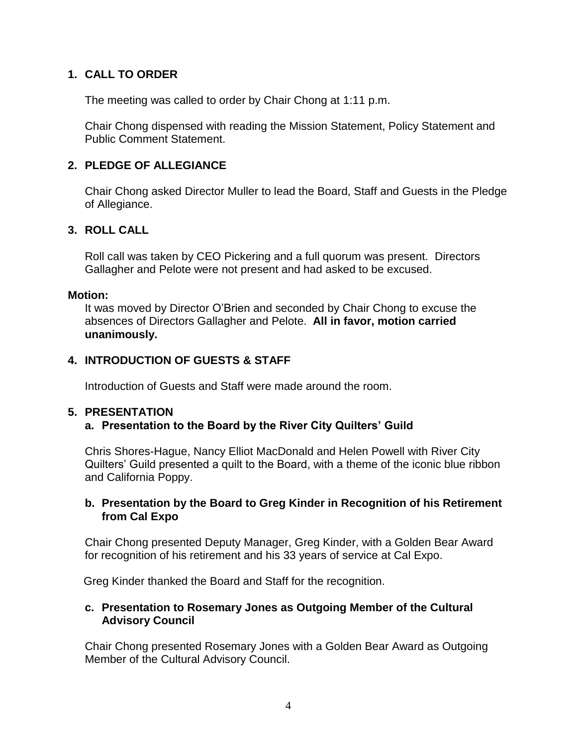## 1. CALL TO ORDER

The meeting was called to order by Chair Chong at 1:11 p.m.

Chair Chong dispensed with reading the Mission Statement, Policy Statement and Public Comment Statement.

## 2. PLEDGE OF ALLEGIANCE

Chair Chong asked Director Muller to lead the Board, Staff and Guests in the Pledge of Allegiance.

## 3. ROLL CALL

Roll call was taken by CEO Pickering and a full quorum was present. Directors Gallagher and Pelote were not present and had asked to be excused.

**Motion:**

It was moved by Director O'Brien and seconded by Chair Chong to excuse the absences of Directors Gallagher and Pelote. **All in favor, motion carried unanimously.**

## 4. INTRODUCTION OF GUESTS & STAFF

Introduction of Guests and Staff were made around the room.

## 5. PRESENTATION

### a. Presentation to the Board by the River City Quilters' Guild

Chris Shores-Hague, Nancy Elliot MacDonald and Helen Powell with River City Quilters' Guild presented a quilt to the Board, with a theme of the iconic blue ribbon and California Poppy.

### b. Presentation by the Board to Greg Kinder in Recognition of his Retirement from Cal Expo

Chair Chong presented Deputy Manager, Greg Kinder, with a Golden Bear Award for recognition of his retirement and his 33 years of service at Cal Expo.

Greg Kinder thanked the Board and Staff for the recognition.

### c. Presentation to Rosemary Jones as Outgoing Member of the Cultural Advisory Council

Chair Chong presented Rosemary Jones with a Golden Bear Award as Outgoing Member of the Cultural Advisory Council.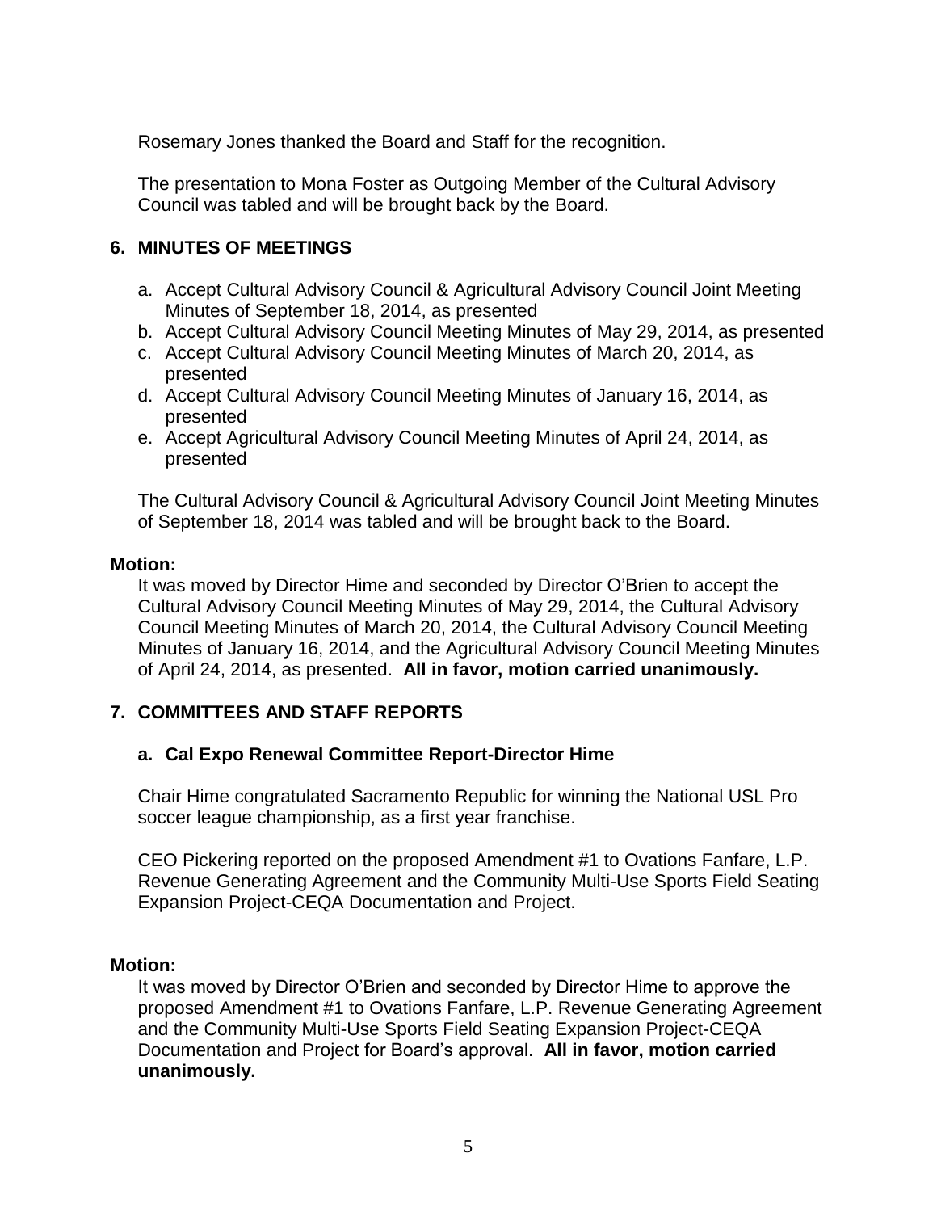Rosemary Jones thanked the Board and Staff for the recognition.

The presentation to Mona Foster as Outgoing Member of the Cultural Advisory Council was tabled and will be brought back by the Board.

## 6. MINUTES OF MEETINGS

a. Accept Cultural Advisory Council & Agricultural Advisory Council Joint Meeting Minutes of September 18, 2014, as presented
b. Accept Cultural Advisory Council Meeting Minutes of May 29, 2014, as presented
c. Accept Cultural Advisory Council Meeting Minutes of March 20, 2014, as presented
d. Accept Cultural Advisory Council Meeting Minutes of January 16, 2014, as presented
e. Accept Agricultural Advisory Council Meeting Minutes of April 24, 2014, as presented

The Cultural Advisory Council & Agricultural Advisory Council Joint Meeting Minutes of September 18, 2014 was tabled and will be brought back to the Board.

**Motion:**

It was moved by Director Hime and seconded by Director O'Brien to accept the Cultural Advisory Council Meeting Minutes of May 29, 2014, the Cultural Advisory Council Meeting Minutes of March 20, 2014, the Cultural Advisory Council Meeting Minutes of January 16, 2014, and the Agricultural Advisory Council Meeting Minutes of April 24, 2014, as presented. **All in favor, motion carried unanimously.**

## 7. COMMITTEES AND STAFF REPORTS

### a. Cal Expo Renewal Committee Report-Director Hime

Chair Hime congratulated Sacramento Republic for winning the National USL Pro soccer league championship, as a first year franchise.

CEO Pickering reported on the proposed Amendment #1 to Ovations Fanfare, L.P. Revenue Generating Agreement and the Community Multi-Use Sports Field Seating Expansion Project-CEQA Documentation and Project.

**Motion:**

It was moved by Director O'Brien and seconded by Director Hime to approve the proposed Amendment #1 to Ovations Fanfare, L.P. Revenue Generating Agreement and the Community Multi-Use Sports Field Seating Expansion Project-CEQA Documentation and Project for Board's approval. **All in favor, motion carried unanimously.**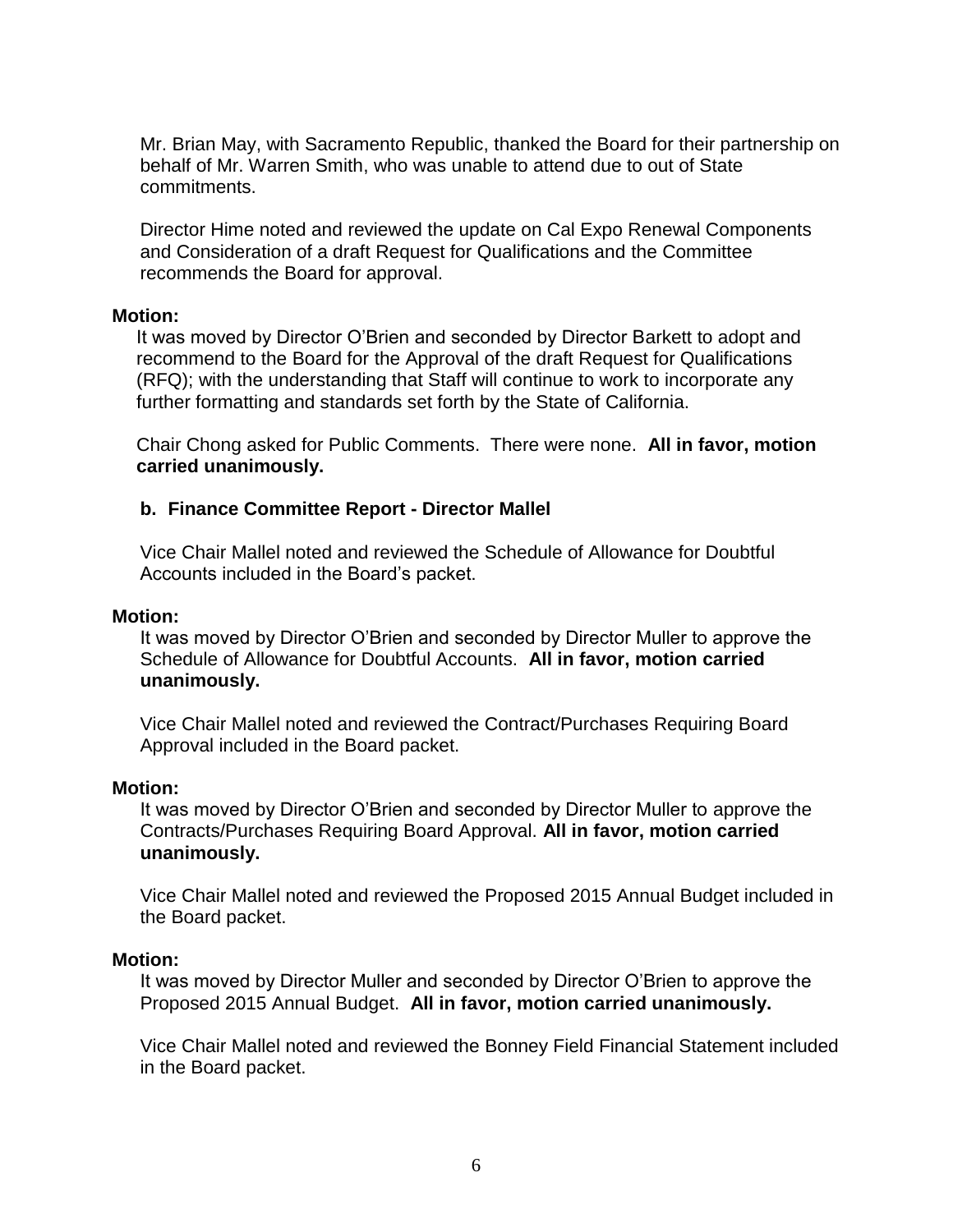Mr. Brian May, with Sacramento Republic, thanked the Board for their partnership on behalf of Mr. Warren Smith, who was unable to attend due to out of State commitments.

Director Hime noted and reviewed the update on Cal Expo Renewal Components and Consideration of a draft Request for Qualifications and the Committee recommends the Board for approval.

**Motion:**

It was moved by Director O'Brien and seconded by Director Barkett to adopt and recommend to the Board for the Approval of the draft Request for Qualifications (RFQ); with the understanding that Staff will continue to work to incorporate any further formatting and standards set forth by the State of California.

Chair Chong asked for Public Comments. There were none. **All in favor, motion carried unanimously.**

**b. Finance Committee Report - Director Mallel**

Vice Chair Mallel noted and reviewed the Schedule of Allowance for Doubtful Accounts included in the Board's packet.

**Motion:**

It was moved by Director O'Brien and seconded by Director Muller to approve the Schedule of Allowance for Doubtful Accounts. **All in favor, motion carried unanimously.**

Vice Chair Mallel noted and reviewed the Contract/Purchases Requiring Board Approval included in the Board packet.

**Motion:**

It was moved by Director O'Brien and seconded by Director Muller to approve the Contracts/Purchases Requiring Board Approval. **All in favor, motion carried unanimously.**

Vice Chair Mallel noted and reviewed the Proposed 2015 Annual Budget included in the Board packet.

**Motion:**

It was moved by Director Muller and seconded by Director O'Brien to approve the Proposed 2015 Annual Budget. **All in favor, motion carried unanimously.**

Vice Chair Mallel noted and reviewed the Bonney Field Financial Statement included in the Board packet.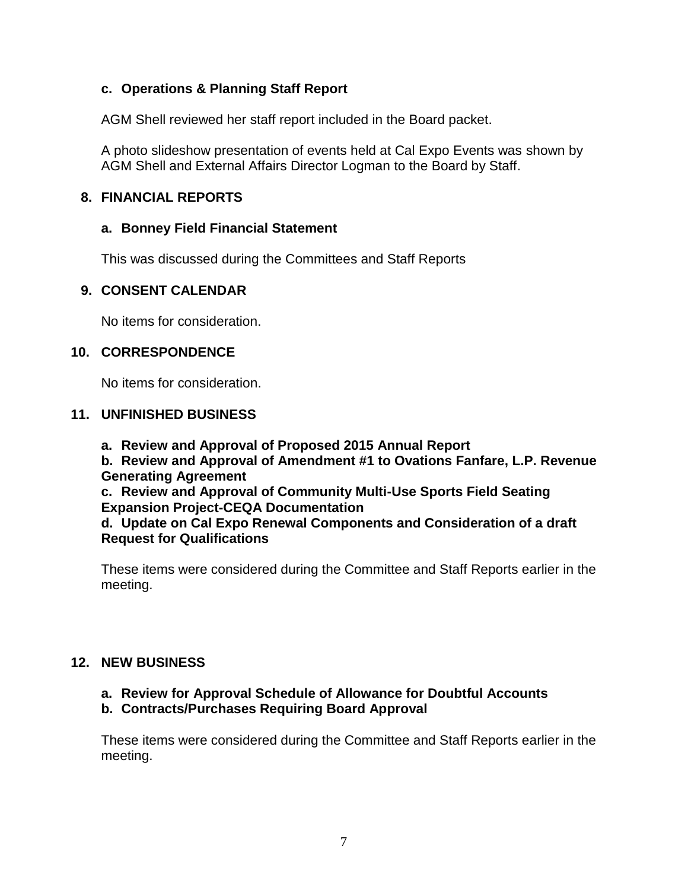**c. Operations & Planning Staff Report**

AGM Shell reviewed her staff report included in the Board packet.

A photo slideshow presentation of events held at Cal Expo Events was shown by AGM Shell and External Affairs Director Logman to the Board by Staff.

## 8. FINANCIAL REPORTS

**a. Bonney Field Financial Statement**

This was discussed during the Committees and Staff Reports

## 9. CONSENT CALENDAR

No items for consideration.

## 10. CORRESPONDENCE

No items for consideration.

## 11. UNFINISHED BUSINESS

**a. Review and Approval of Proposed 2015 Annual Report**
**b. Review and Approval of Amendment #1 to Ovations Fanfare, L.P. Revenue Generating Agreement**
**c. Review and Approval of Community Multi-Use Sports Field Seating Expansion Project-CEQA Documentation**
**d. Update on Cal Expo Renewal Components and Consideration of a draft Request for Qualifications**

These items were considered during the Committee and Staff Reports earlier in the meeting.

## 12. NEW BUSINESS

**a. Review for Approval Schedule of Allowance for Doubtful Accounts**
**b. Contracts/Purchases Requiring Board Approval**

These items were considered during the Committee and Staff Reports earlier in the meeting.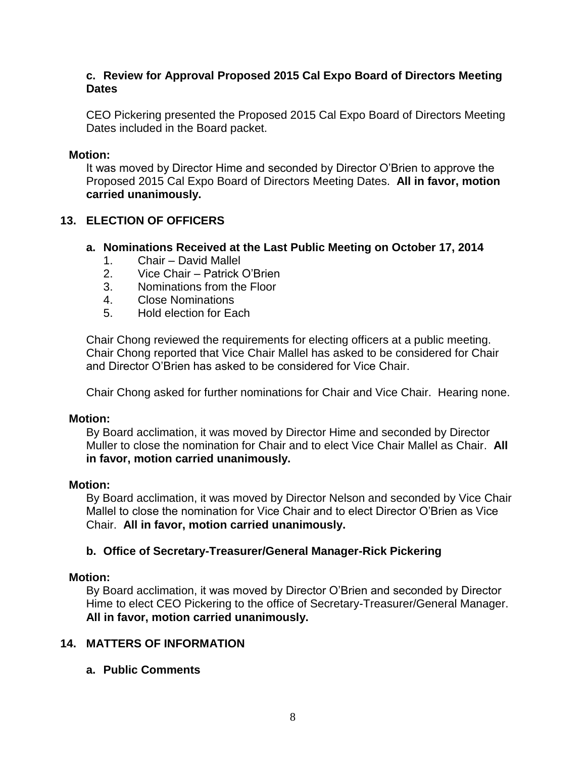### c. Review for Approval Proposed 2015 Cal Expo Board of Directors Meeting Dates

CEO Pickering presented the Proposed 2015 Cal Expo Board of Directors Meeting Dates included in the Board packet.

**Motion:**

It was moved by Director Hime and seconded by Director O'Brien to approve the Proposed 2015 Cal Expo Board of Directors Meeting Dates. **All in favor, motion carried unanimously.**

## 13. ELECTION OF OFFICERS

### a. Nominations Received at the Last Public Meeting on October 17, 2014

1. Chair – David Mallel
2. Vice Chair – Patrick O'Brien
3. Nominations from the Floor
4. Close Nominations
5. Hold election for Each

Chair Chong reviewed the requirements for electing officers at a public meeting. Chair Chong reported that Vice Chair Mallel has asked to be considered for Chair and Director O'Brien has asked to be considered for Vice Chair.

Chair Chong asked for further nominations for Chair and Vice Chair. Hearing none.

**Motion:**

By Board acclimation, it was moved by Director Hime and seconded by Director Muller to close the nomination for Chair and to elect Vice Chair Mallel as Chair. **All in favor, motion carried unanimously.**

**Motion:**

By Board acclimation, it was moved by Director Nelson and seconded by Vice Chair Mallel to close the nomination for Vice Chair and to elect Director O'Brien as Vice Chair. **All in favor, motion carried unanimously.**

### b. Office of Secretary-Treasurer/General Manager-Rick Pickering

**Motion:**

By Board acclimation, it was moved by Director O'Brien and seconded by Director Hime to elect CEO Pickering to the office of Secretary-Treasurer/General Manager. **All in favor, motion carried unanimously.**

## 14. MATTERS OF INFORMATION

### a. Public Comments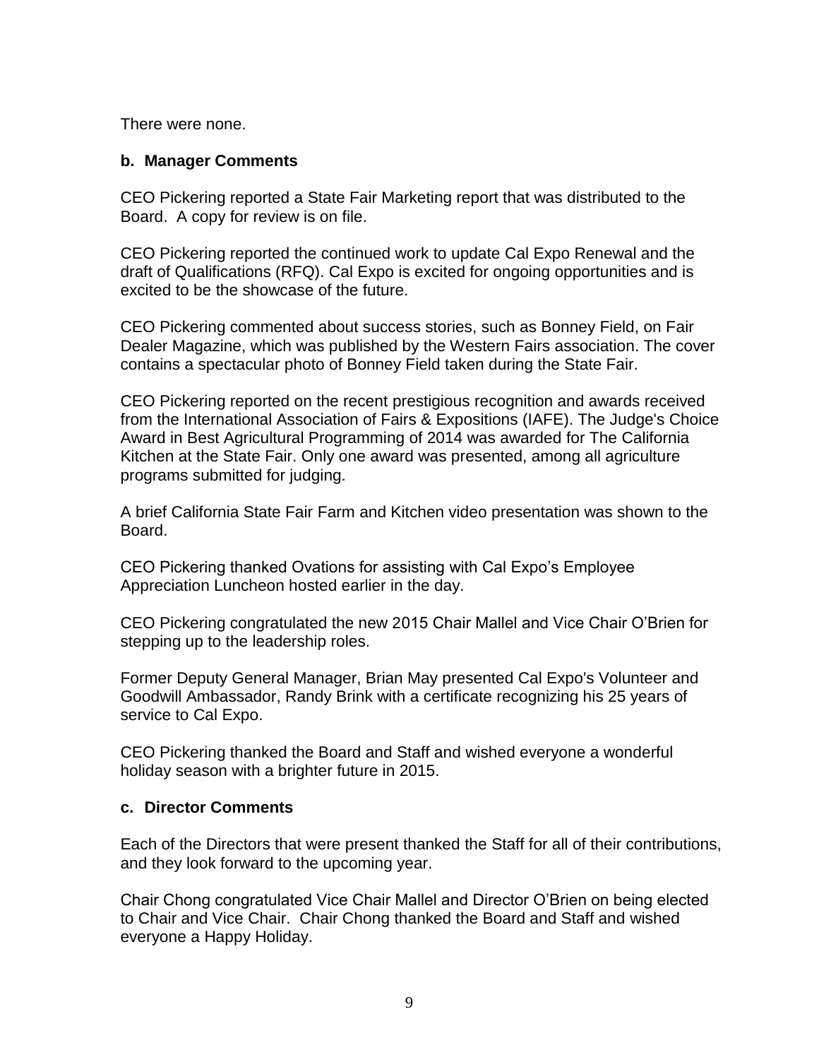There were none.

### b. Manager Comments

CEO Pickering reported a State Fair Marketing report that was distributed to the Board. A copy for review is on file.

CEO Pickering reported the continued work to update Cal Expo Renewal and the draft of Qualifications (RFQ). Cal Expo is excited for ongoing opportunities and is excited to be the showcase of the future.

CEO Pickering commented about success stories, such as Bonney Field, on Fair Dealer Magazine, which was published by the Western Fairs association. The cover contains a spectacular photo of Bonney Field taken during the State Fair.

CEO Pickering reported on the recent prestigious recognition and awards received from the International Association of Fairs & Expositions (IAFE). The Judge's Choice Award in Best Agricultural Programming of 2014 was awarded for The California Kitchen at the State Fair. Only one award was presented, among all agriculture programs submitted for judging.

A brief California State Fair Farm and Kitchen video presentation was shown to the Board.

CEO Pickering thanked Ovations for assisting with Cal Expo's Employee Appreciation Luncheon hosted earlier in the day.

CEO Pickering congratulated the new 2015 Chair Mallel and Vice Chair O'Brien for stepping up to the leadership roles.

Former Deputy General Manager, Brian May presented Cal Expo's Volunteer and Goodwill Ambassador, Randy Brink with a certificate recognizing his 25 years of service to Cal Expo.

CEO Pickering thanked the Board and Staff and wished everyone a wonderful holiday season with a brighter future in 2015.

### c. Director Comments

Each of the Directors that were present thanked the Staff for all of their contributions, and they look forward to the upcoming year.

Chair Chong congratulated Vice Chair Mallel and Director O'Brien on being elected to Chair and Vice Chair. Chair Chong thanked the Board and Staff and wished everyone a Happy Holiday.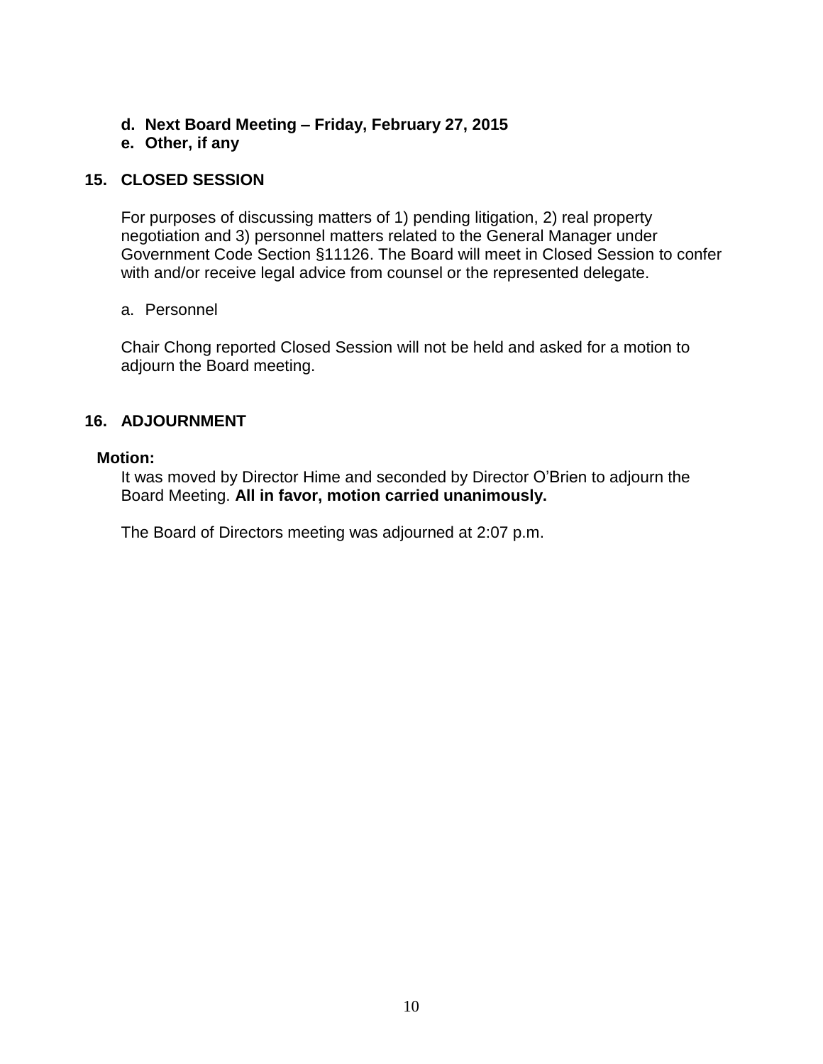**d. Next Board Meeting – Friday, February 27, 2015**

**e. Other, if any**

## 15. CLOSED SESSION

For purposes of discussing matters of 1) pending litigation, 2) real property negotiation and 3) personnel matters related to the General Manager under Government Code Section §11126. The Board will meet in Closed Session to confer with and/or receive legal advice from counsel or the represented delegate.

a. Personnel

Chair Chong reported Closed Session will not be held and asked for a motion to adjourn the Board meeting.

## 16. ADJOURNMENT

**Motion:**

It was moved by Director Hime and seconded by Director O'Brien to adjourn the Board Meeting. **All in favor, motion carried unanimously.**

The Board of Directors meeting was adjourned at 2:07 p.m.